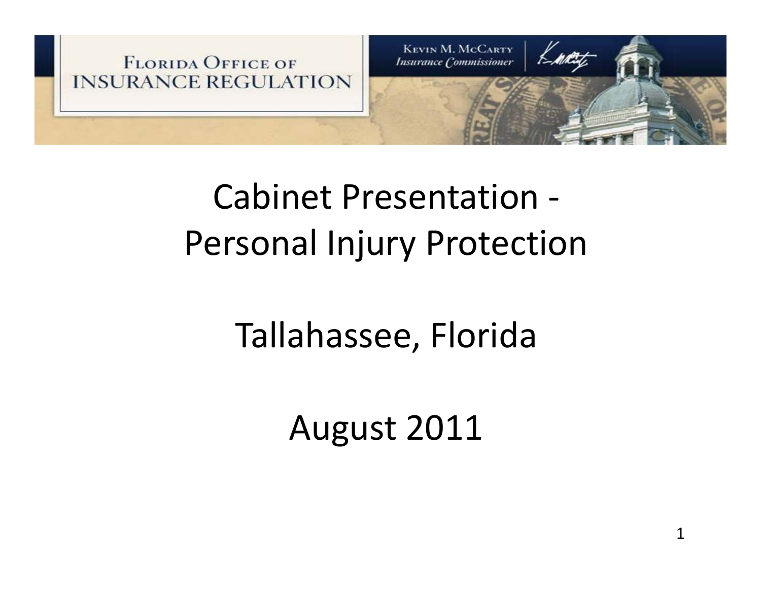FLORIDA OFFICE OF INSURANCE REGULATION

KEVIN M. MCCARTY
*Insurance Commissioner*

# Cabinet Presentation - Personal Injury Protection

## Tallahassee, Florida

## August 2011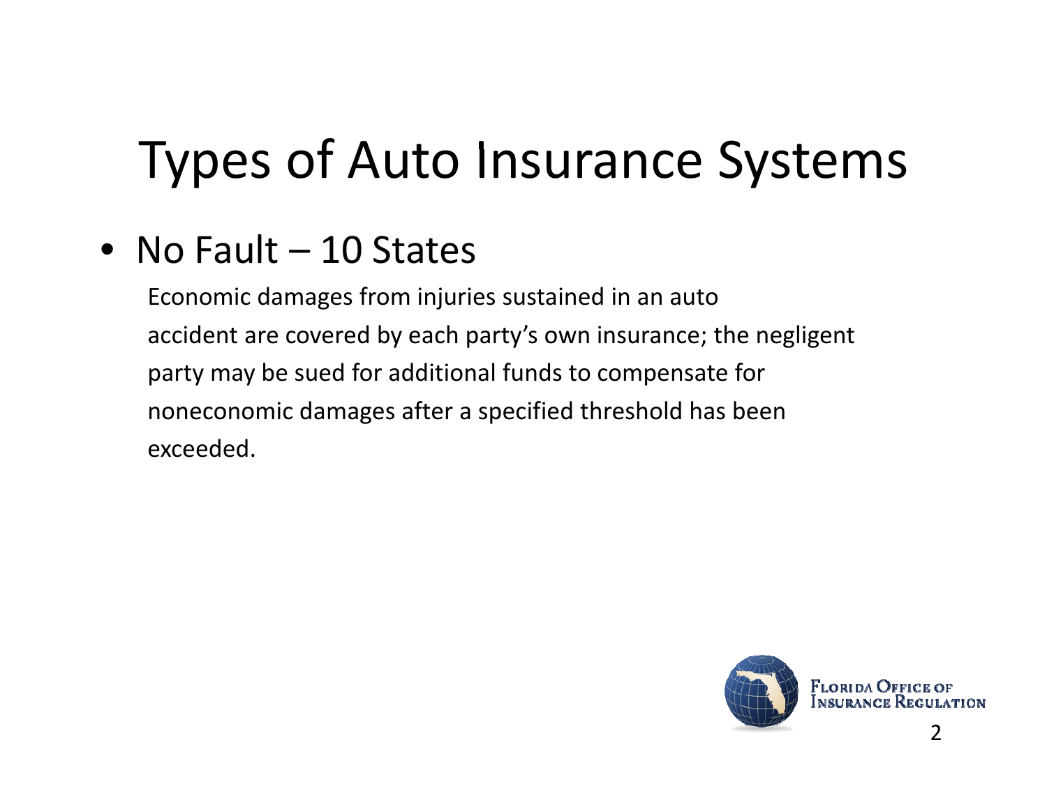# Types of Auto Insurance Systems

- No Fault – 10 States

  Economic damages from injuries sustained in an auto accident are covered by each party's own insurance; the negligent party may be sued for additional funds to compensate for noneconomic damages after a specified threshold has been exceeded.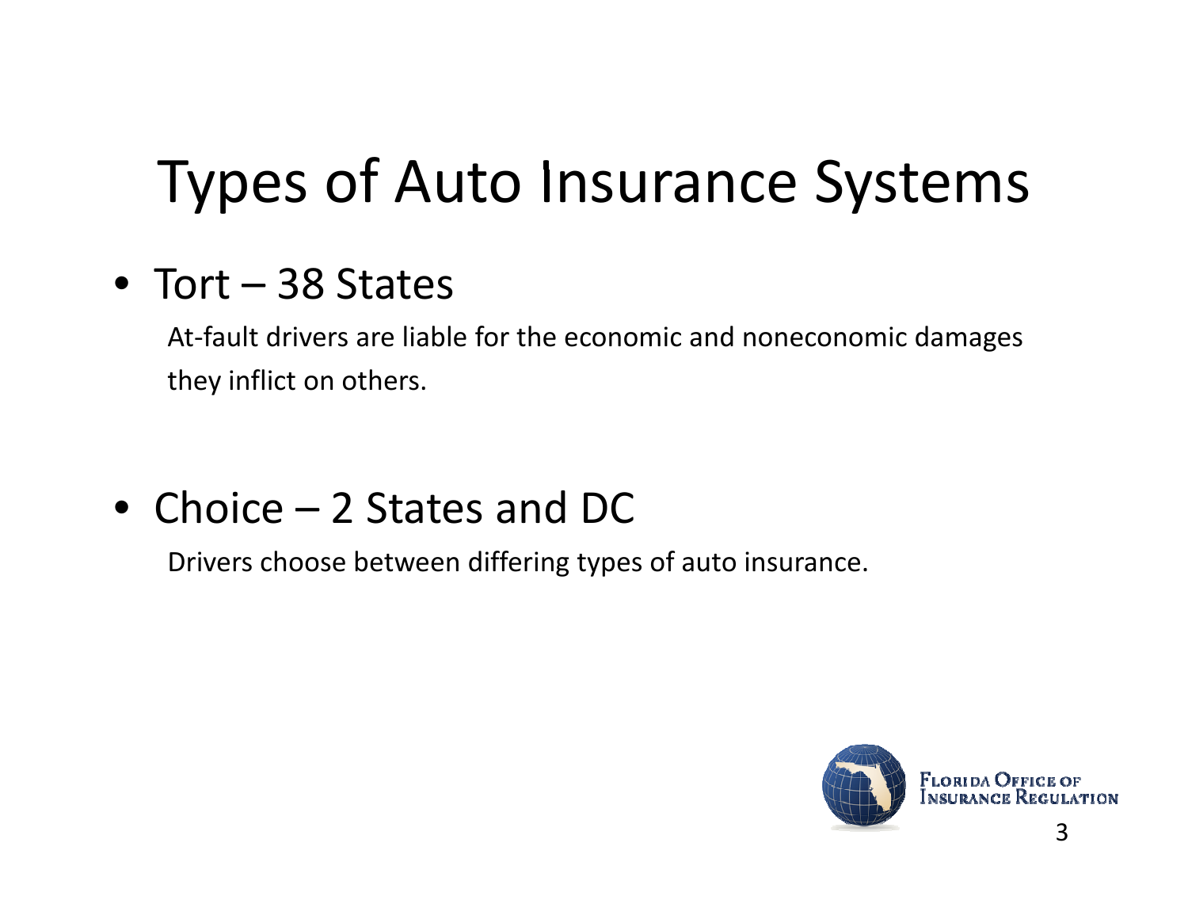# Types of Auto Insurance Systems

- Tort – 38 States

  At-fault drivers are liable for the economic and noneconomic damages they inflict on others.

- Choice – 2 States and DC

  Drivers choose between differing types of auto insurance.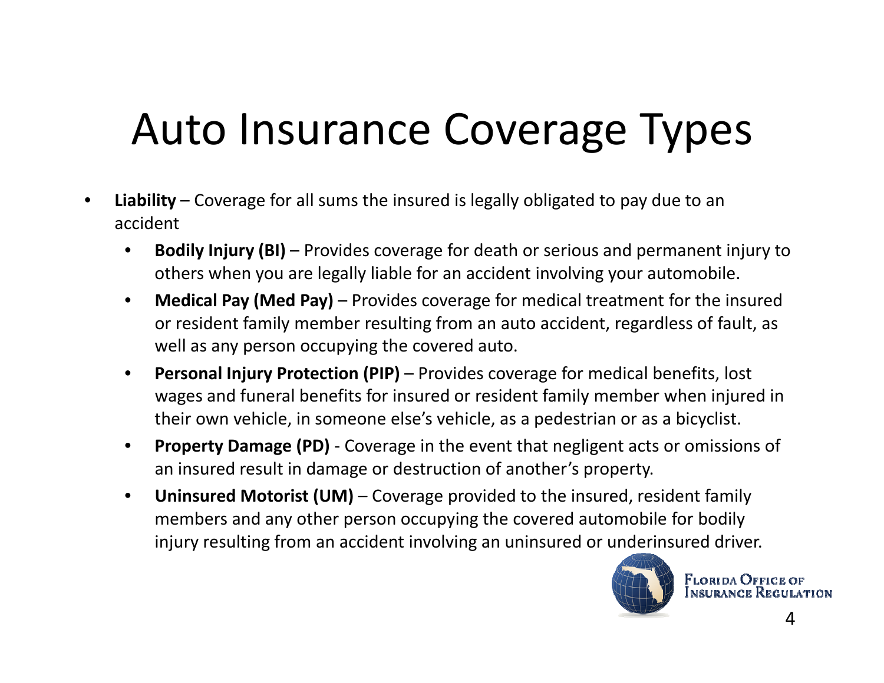# Auto Insurance Coverage Types

- **Liability** – Coverage for all sums the insured is legally obligated to pay due to an accident
  - **Bodily Injury (BI)** – Provides coverage for death or serious and permanent injury to others when you are legally liable for an accident involving your automobile.
  - **Medical Pay (Med Pay)** – Provides coverage for medical treatment for the insured or resident family member resulting from an auto accident, regardless of fault, as well as any person occupying the covered auto.
  - **Personal Injury Protection (PIP)** – Provides coverage for medical benefits, lost wages and funeral benefits for insured or resident family member when injured in their own vehicle, in someone else's vehicle, as a pedestrian or as a bicyclist.
  - **Property Damage (PD)** - Coverage in the event that negligent acts or omissions of an insured result in damage or destruction of another's property.
  - **Uninsured Motorist (UM)** – Coverage provided to the insured, resident family members and any other person occupying the covered automobile for bodily injury resulting from an accident involving an uninsured or underinsured driver.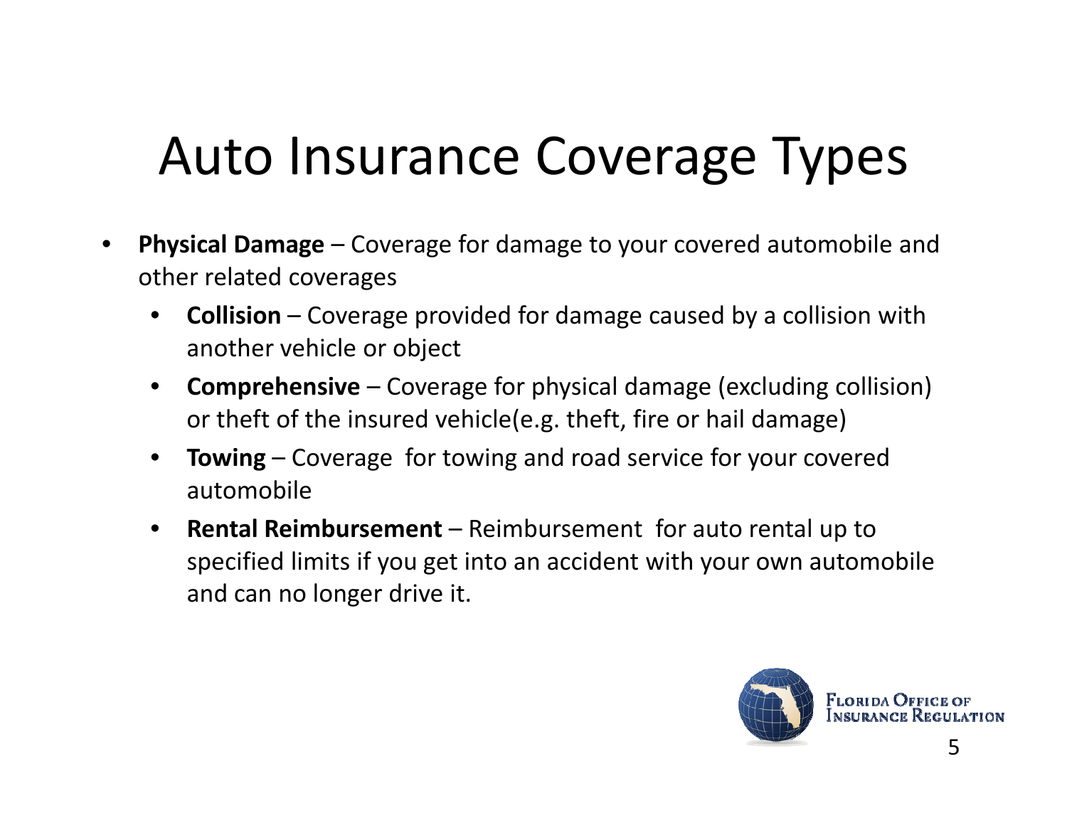# Auto Insurance Coverage Types

- **Physical Damage** – Coverage for damage to your covered automobile and other related coverages
  - **Collision** – Coverage provided for damage caused by a collision with another vehicle or object
  - **Comprehensive** – Coverage for physical damage (excluding collision) or theft of the insured vehicle(e.g. theft, fire or hail damage)
  - **Towing** – Coverage for towing and road service for your covered automobile
  - **Rental Reimbursement** – Reimbursement for auto rental up to specified limits if you get into an accident with your own automobile and can no longer drive it.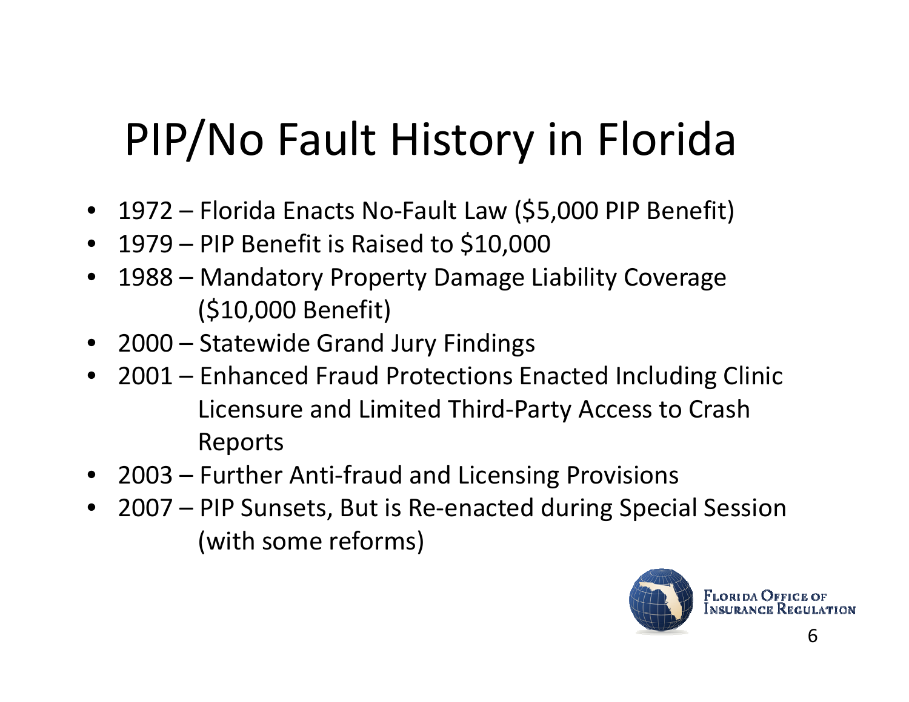# PIP/No Fault History in Florida

- 1972 – Florida Enacts No-Fault Law ($5,000 PIP Benefit)
- 1979 – PIP Benefit is Raised to $10,000
- 1988 – Mandatory Property Damage Liability Coverage ($10,000 Benefit)
- 2000 – Statewide Grand Jury Findings
- 2001 – Enhanced Fraud Protections Enacted Including Clinic Licensure and Limited Third-Party Access to Crash Reports
- 2003 – Further Anti-fraud and Licensing Provisions
- 2007 – PIP Sunsets, But is Re-enacted during Special Session (with some reforms)

Florida Office of Insurance Regulation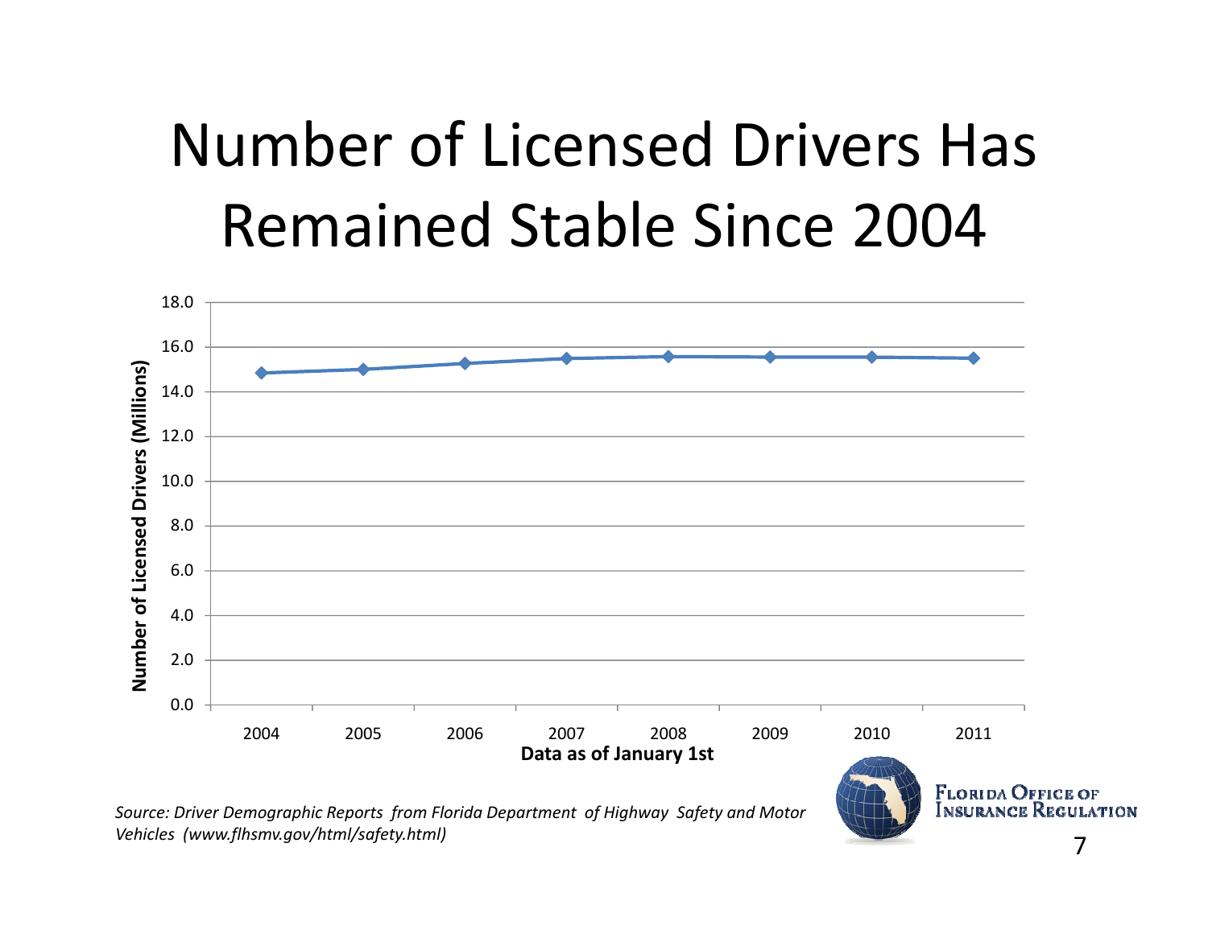# Number of Licensed Drivers Has Remained Stable Since 2004

Number of Licensed Drivers (Millions)

18.0
16.0
14.0
12.0
10.0
8.0
6.0
4.0
2.0
0.0

2004 2005 2006 2007 2008 2009 2010 2011

**Data as of January 1st**

*Source: Driver Demographic Reports from Florida Department of Highway Safety and Motor Vehicles (www.flhsmv.gov/html/safety.html)*

Florida Office of Insurance Regulation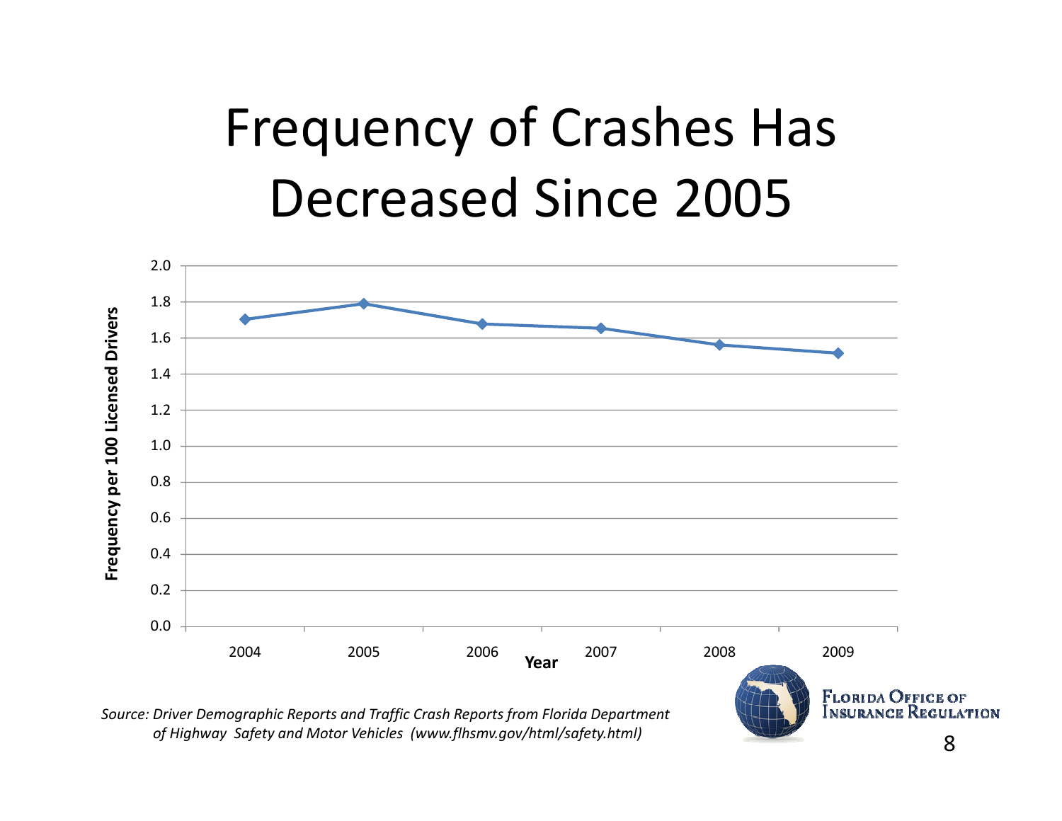# Frequency of Crashes Has Decreased Since 2005

| Year | Frequency per 100 Licensed Drivers |
|---|---|
| 2004 | 1.70 |
| 2005 | 1.79 |
| 2006 | 1.68 |
| 2007 | 1.65 |
| 2008 | 1.56 |
| 2009 | 1.52 |

*Source: Driver Demographic Reports and Traffic Crash Reports from Florida Department of Highway Safety and Motor Vehicles (www.flhsmv.gov/html/safety.html)*

Florida Office of Insurance Regulation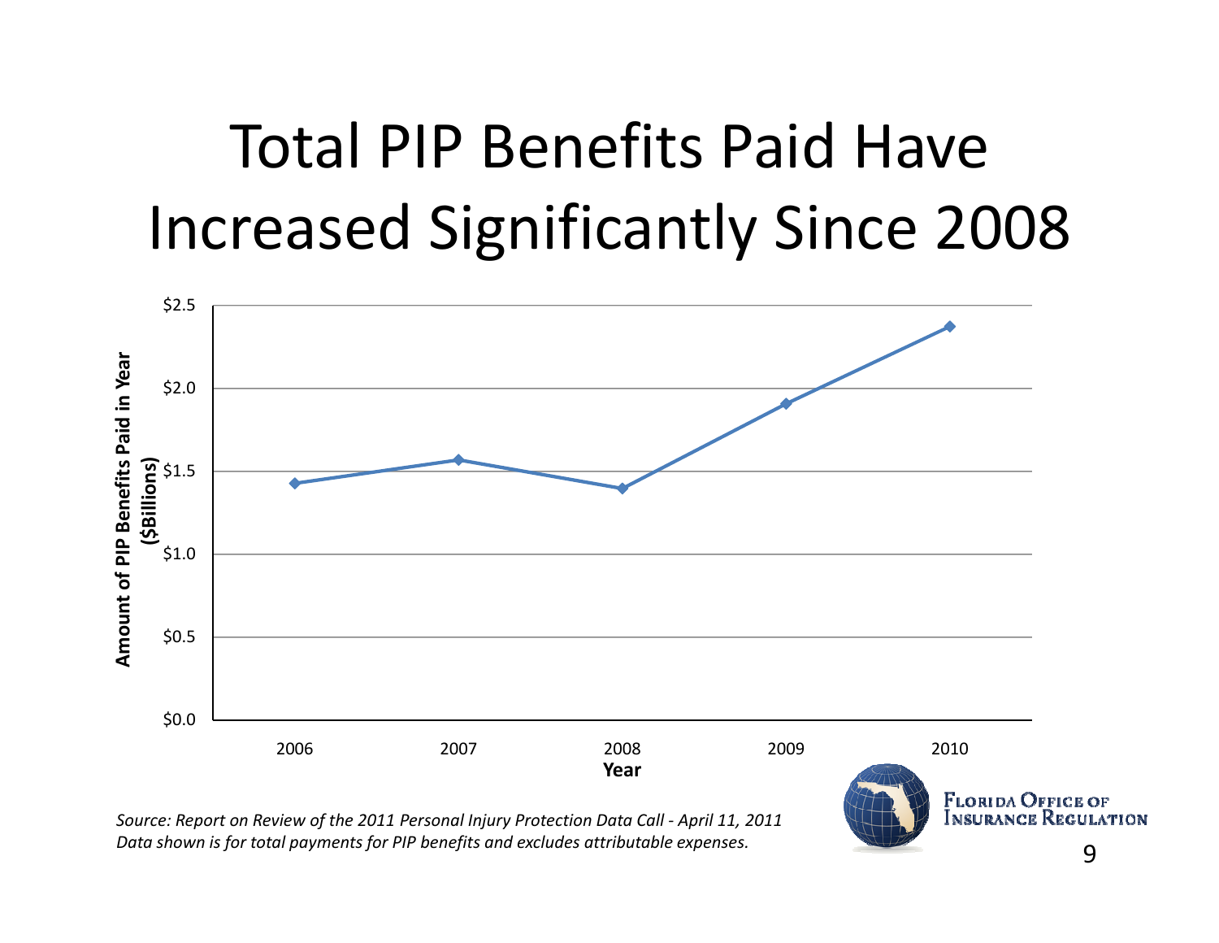# Total PIP Benefits Paid Have Increased Significantly Since 2008

*Source: Report on Review of the 2011 Personal Injury Protection Data Call - April 11, 2011*
*Data shown is for total payments for PIP benefits and excludes attributable expenses.*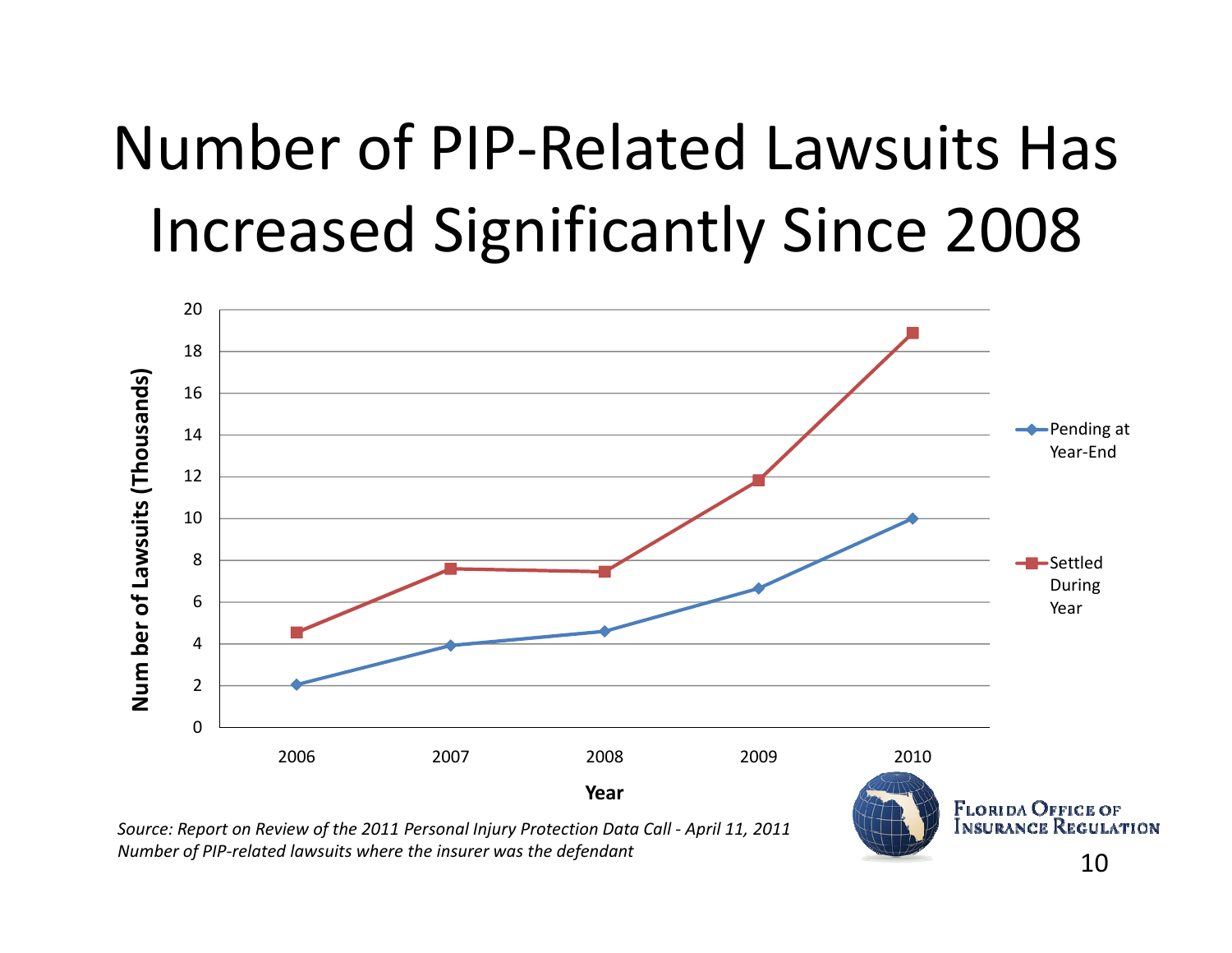# Number of PIP-Related Lawsuits Has Increased Significantly Since 2008

*Source: Report on Review of the 2011 Personal Injury Protection Data Call - April 11, 2011*
*Number of PIP-related lawsuits where the insurer was the defendant*

Florida Office of Insurance Regulation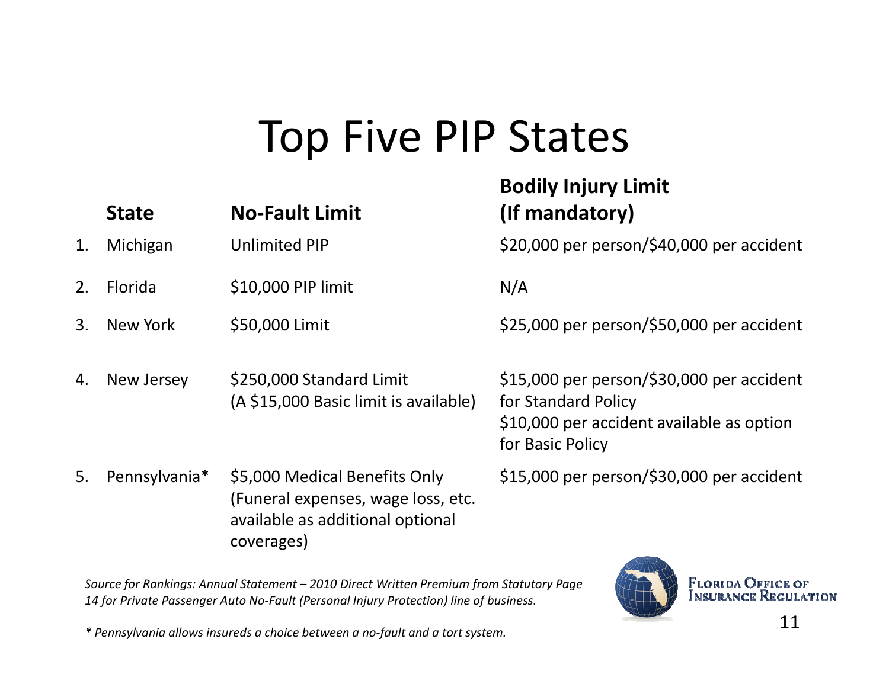# Top Five PIP States

| | State | No-Fault Limit | Bodily Injury Limit (If mandatory) |
|---|---|---|---|
| 1. | Michigan | Unlimited PIP | $20,000 per person/$40,000 per accident |
| 2. | Florida | $10,000 PIP limit | N/A |
| 3. | New York | $50,000 Limit | $25,000 per person/$50,000 per accident |
| 4. | New Jersey | $250,000 Standard Limit (A $15,000 Basic limit is available) | $15,000 per person/$30,000 per accident for Standard Policy<br>$10,000 per accident available as option for Basic Policy |
| 5. | Pennsylvania* | $5,000 Medical Benefits Only (Funeral expenses, wage loss, etc. available as additional optional coverages) | $15,000 per person/$30,000 per accident |

*Source for Rankings: Annual Statement – 2010 Direct Written Premium from Statutory Page 14 for Private Passenger Auto No-Fault (Personal Injury Protection) line of business.*

*\* Pennsylvania allows insureds a choice between a no-fault and a tort system.*

Florida Office of Insurance Regulation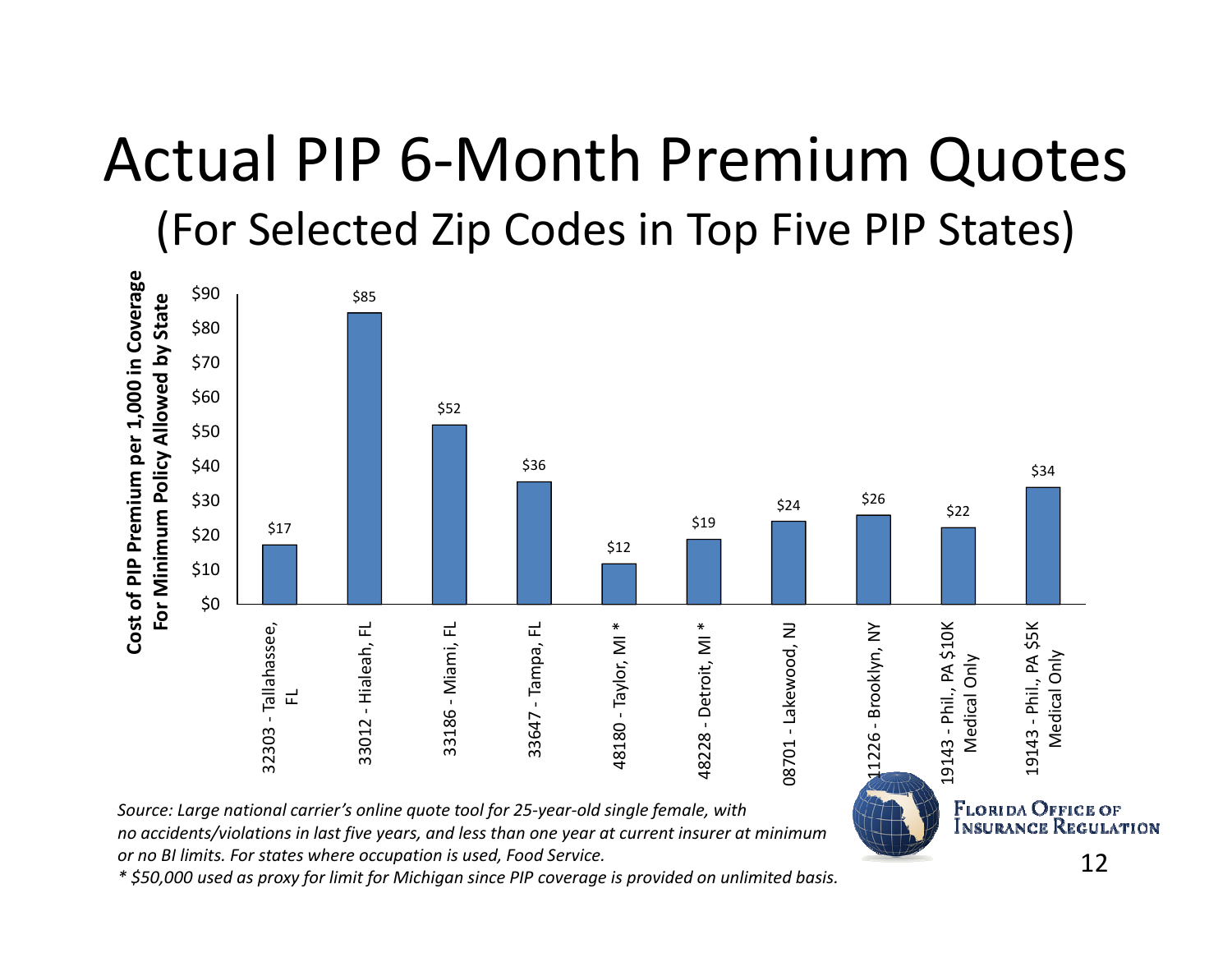# Actual PIP 6-Month Premium Quotes

## (For Selected Zip Codes in Top Five PIP States)

| Location | Cost of PIP Premium per 1,000 in Coverage For Minimum Policy Allowed by State |
|---|---|
| 32303 - Tallahassee, FL | $17 |
| 33012 - Hialeah, FL | $85 |
| 33186 - Miami, FL | $52 |
| 33647 - Tampa, FL | $36 |
| 48180 - Taylor, MI * | $12 |
| 48228 - Detroit, MI * | $19 |
| 08701 - Lakewood, NJ | $24 |
| 11226 - Brooklyn, NY | $26 |
| 19143 - Phil., PA $10K Medical Only | $22 |
| 19143 - Phil., PA $5K Medical Only | $34 |

*Source: Large national carrier's online quote tool for 25-year-old single female, with no accidents/violations in last five years, and less than one year at current insurer at minimum or no BI limits. For states where occupation is used, Food Service.*

*\* $50,000 used as proxy for limit for Michigan since PIP coverage is provided on unlimited basis.*

Florida Office of Insurance Regulation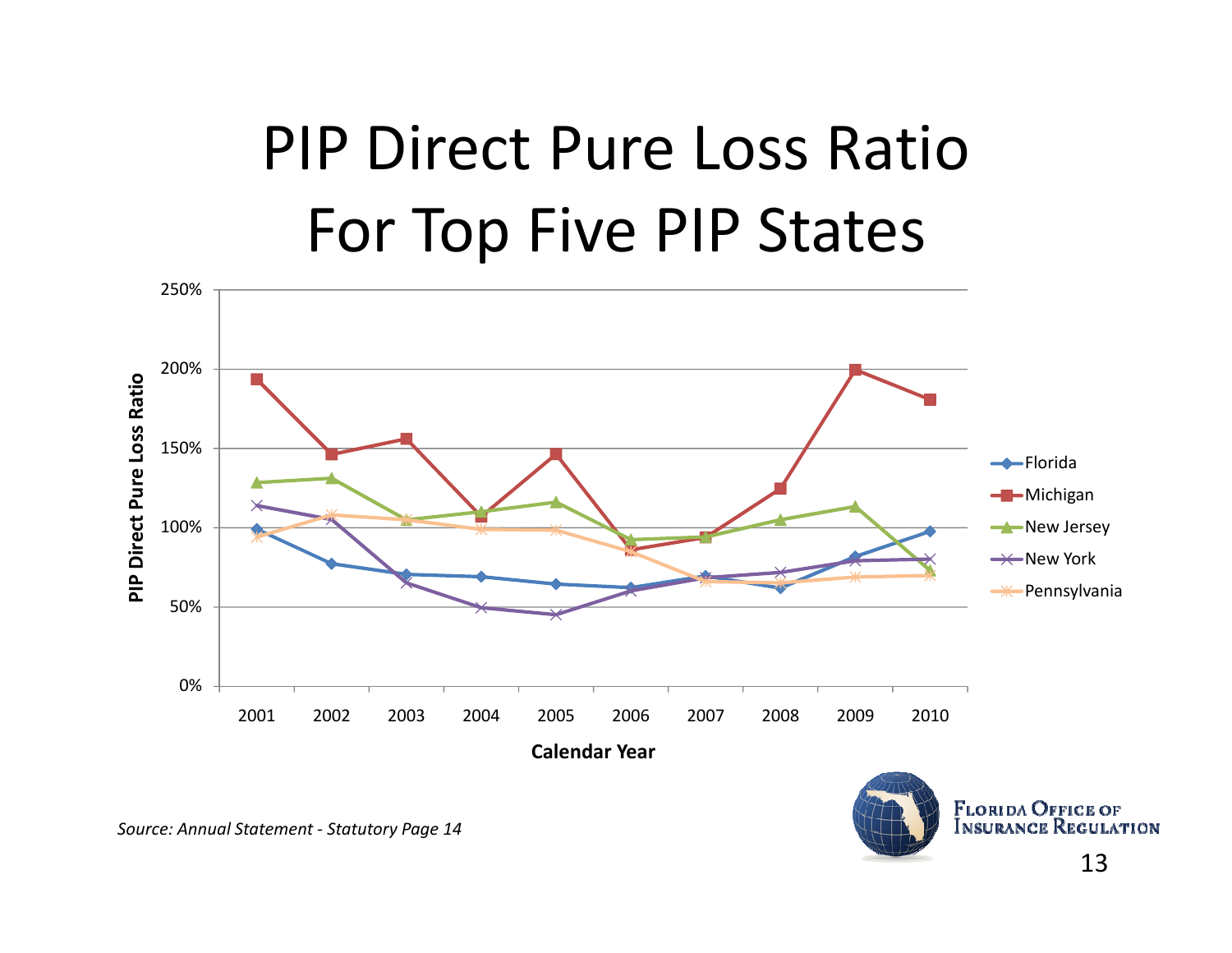# PIP Direct Pure Loss Ratio For Top Five PIP States

*Source: Annual Statement - Statutory Page 14*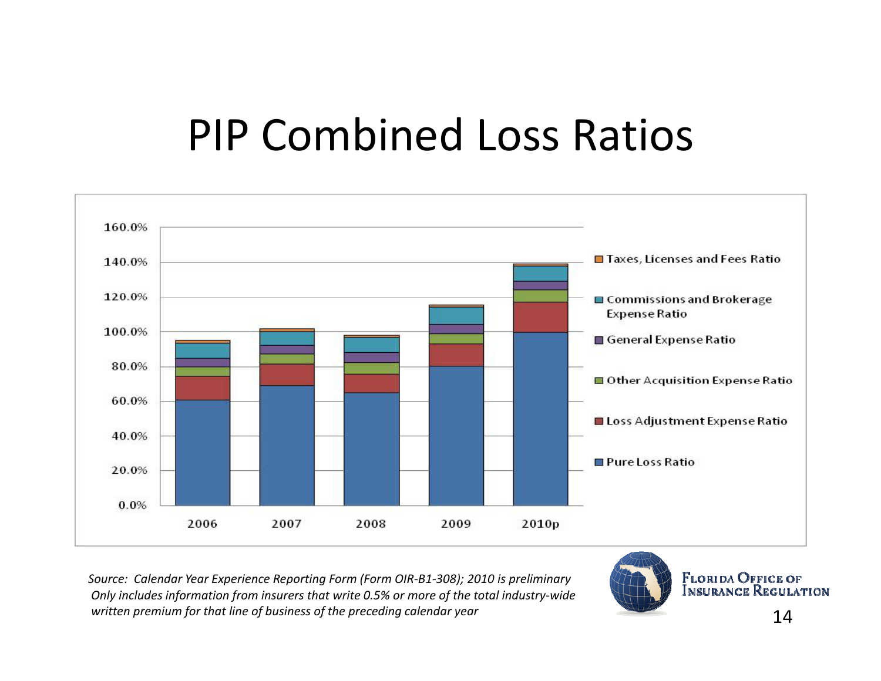# PIP Combined Loss Ratios

160.0%
140.0%
120.0%
100.0%
80.0%
60.0%
40.0%
20.0%
0.0%

2006 | 2007 | 2008 | 2009 | 2010p

- Taxes, Licenses and Fees Ratio
- Commissions and Brokerage Expense Ratio
- General Expense Ratio
- Other Acquisition Expense Ratio
- Loss Adjustment Expense Ratio
- Pure Loss Ratio

*Source: Calendar Year Experience Reporting Form (Form OIR-B1-308); 2010 is preliminary*
*Only includes information from insurers that write 0.5% or more of the total industry-wide written premium for that line of business of the preceding calendar year*

Florida Office of Insurance Regulation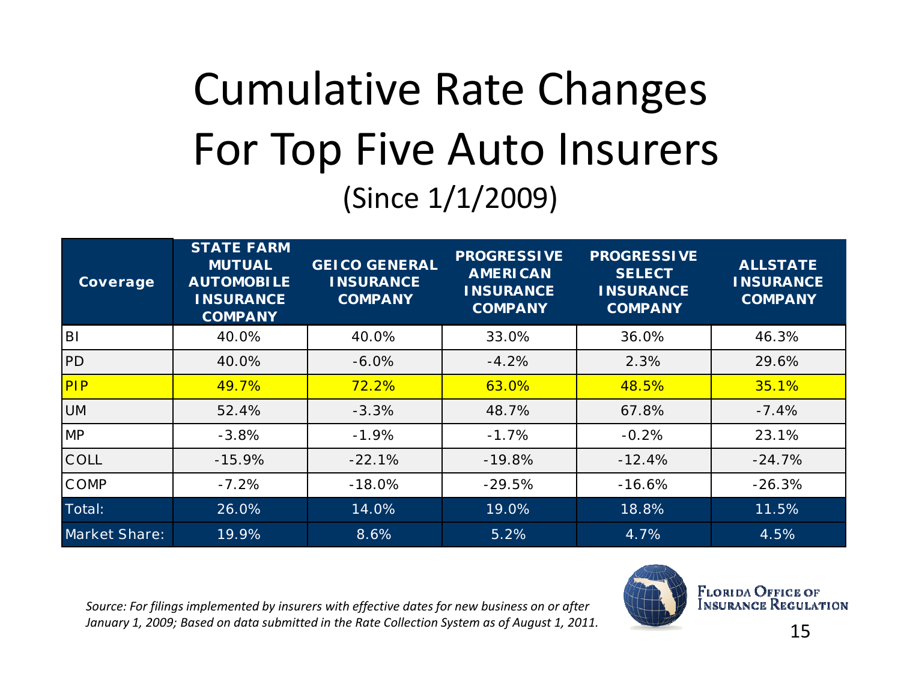# Cumulative Rate Changes For Top Five Auto Insurers

## (Since 1/1/2009)

| Coverage | STATE FARM MUTUAL AUTOMOBILE INSURANCE COMPANY | GEICO GENERAL INSURANCE COMPANY | PROGRESSIVE AMERICAN INSURANCE COMPANY | PROGRESSIVE SELECT INSURANCE COMPANY | ALLSTATE INSURANCE COMPANY |
|---|---|---|---|---|---|
| BI | 40.0% | 40.0% | 33.0% | 36.0% | 46.3% |
| PD | 40.0% | -6.0% | -4.2% | 2.3% | 29.6% |
| PIP | 49.7% | 72.2% | 63.0% | 48.5% | 35.1% |
| UM | 52.4% | -3.3% | 48.7% | 67.8% | -7.4% |
| MP | -3.8% | -1.9% | -1.7% | -0.2% | 23.1% |
| COLL | -15.9% | -22.1% | -19.8% | -12.4% | -24.7% |
| COMP | -7.2% | -18.0% | -29.5% | -16.6% | -26.3% |
| Total: | 26.0% | 14.0% | 19.0% | 18.8% | 11.5% |
| Market Share: | 19.9% | 8.6% | 5.2% | 4.7% | 4.5% |

*Source: For filings implemented by insurers with effective dates for new business on or after January 1, 2009; Based on data submitted in the Rate Collection System as of August 1, 2011.*

FLORIDA OFFICE OF INSURANCE REGULATION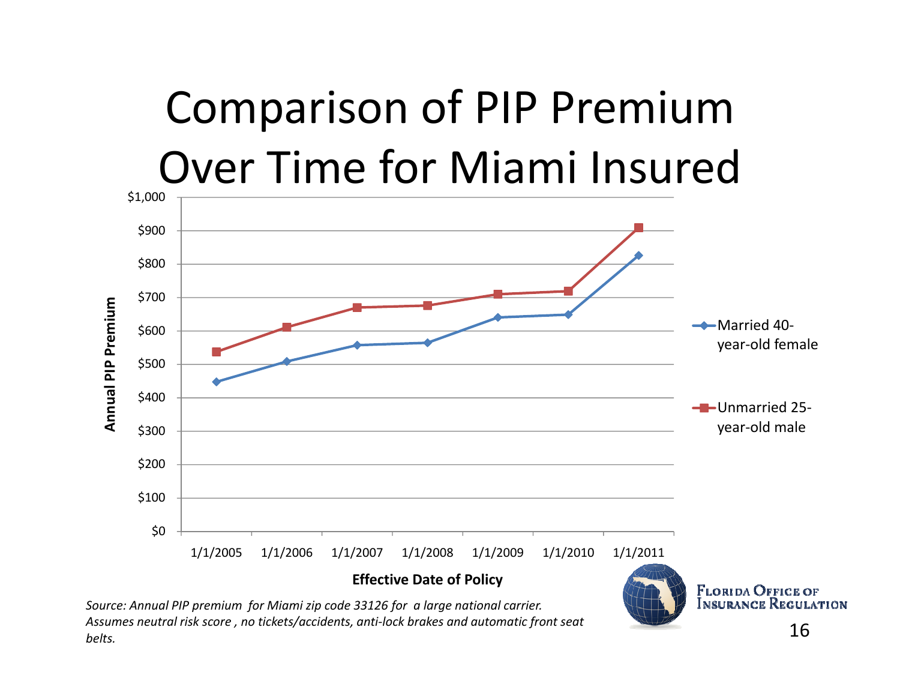# Comparison of PIP Premium Over Time for Miami Insured

Annual PIP Premium

$1,000
$900
$800
$700
$600
$500
$400
$300
$200
$100
$0

1/1/2005 1/1/2006 1/1/2007 1/1/2008 1/1/2009 1/1/2010 1/1/2011

Effective Date of Policy

Married 40-year-old female

Unmarried 25-year-old male

*Source: Annual PIP premium for Miami zip code 33126 for a large national carrier. Assumes neutral risk score, no tickets/accidents, anti-lock brakes and automatic front seat belts.*

FLORIDA OFFICE OF INSURANCE REGULATION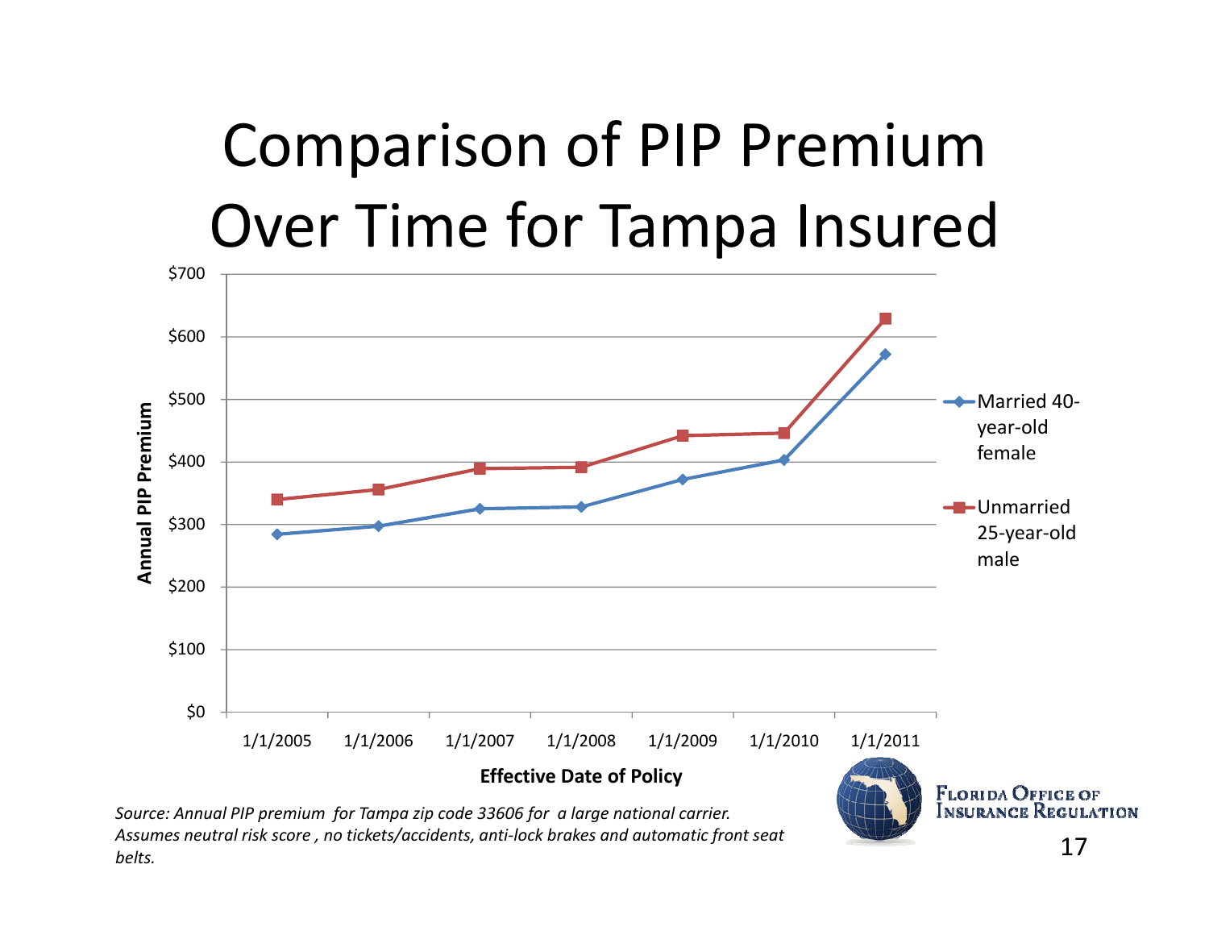# Comparison of PIP Premium Over Time for Tampa Insured

Annual PIP Premium

$700
$600
$500
$400
$300
$200
$100
$0

1/1/2005 1/1/2006 1/1/2007 1/1/2008 1/1/2009 1/1/2010 1/1/2011

**Effective Date of Policy**

- Married 40-year-old female
- Unmarried 25-year-old male

*Source: Annual PIP premium for Tampa zip code 33606 for a large national carrier. Assumes neutral risk score, no tickets/accidents, anti-lock brakes and automatic front seat belts.*

FLORIDA OFFICE OF INSURANCE REGULATION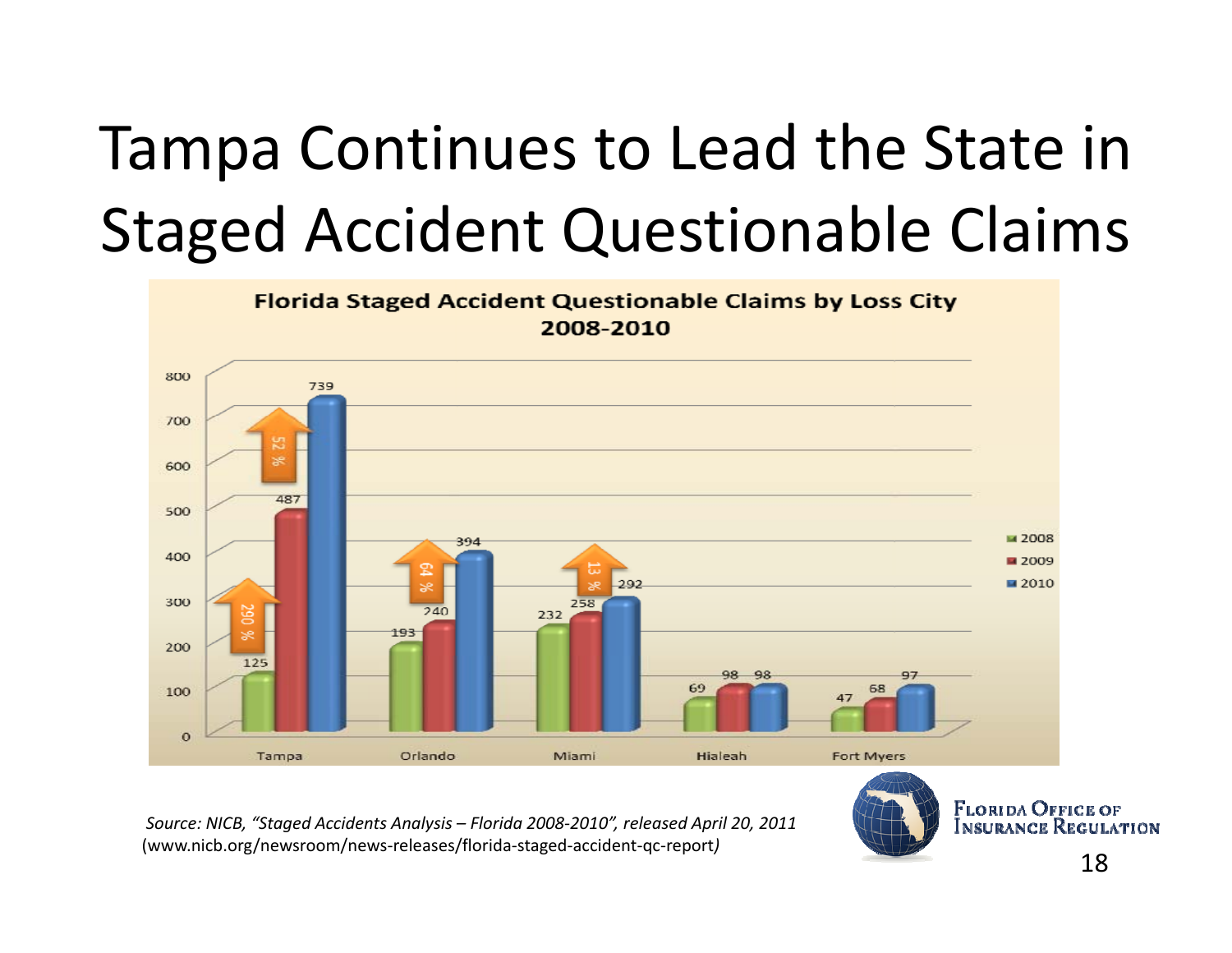# Tampa Continues to Lead the State in Staged Accident Questionable Claims

**Florida Staged Accident Questionable Claims by Loss City 2008-2010**

| Loss City | 2008 | 2009 | 2010 |
|---|---|---|---|
| Tampa | 125 | 487 | 739 |
| Orlando | 193 | 240 | 394 |
| Miami | 232 | 258 | 292 |
| Hialeah | 69 | 98 | 98 |
| Fort Myers | 47 | 68 | 97 |

Percentage increases shown: Tampa 290 % (2008–2009), 52 % (2009–2010); Orlando 64 %; Miami 13 %.

*Source: NICB, "Staged Accidents Analysis – Florida 2008-2010", released April 20, 2011* (www.nicb.org/newsroom/news-releases/florida-staged-accident-qc-report*)*

Florida Office of Insurance Regulation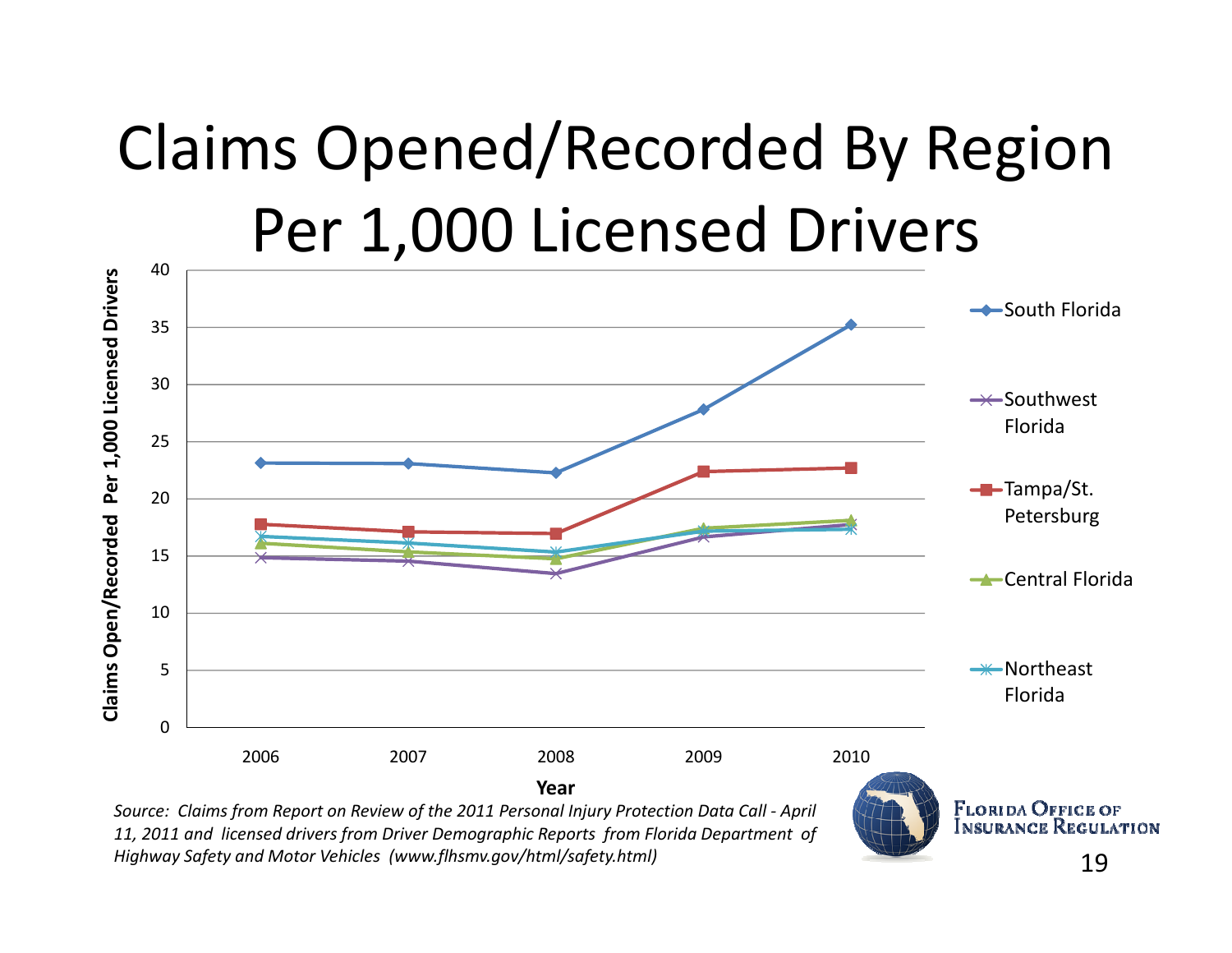# Claims Opened/Recorded By Region Per 1,000 Licensed Drivers

Claims Open/Recorded Per 1,000 Licensed Drivers

Year

- South Florida
- Southwest Florida
- Tampa/St. Petersburg
- Central Florida
- Northeast Florida

*Source: Claims from Report on Review of the 2011 Personal Injury Protection Data Call - April 11, 2011 and licensed drivers from Driver Demographic Reports from Florida Department of Highway Safety and Motor Vehicles (www.flhsmv.gov/html/safety.html)*

Florida Office of Insurance Regulation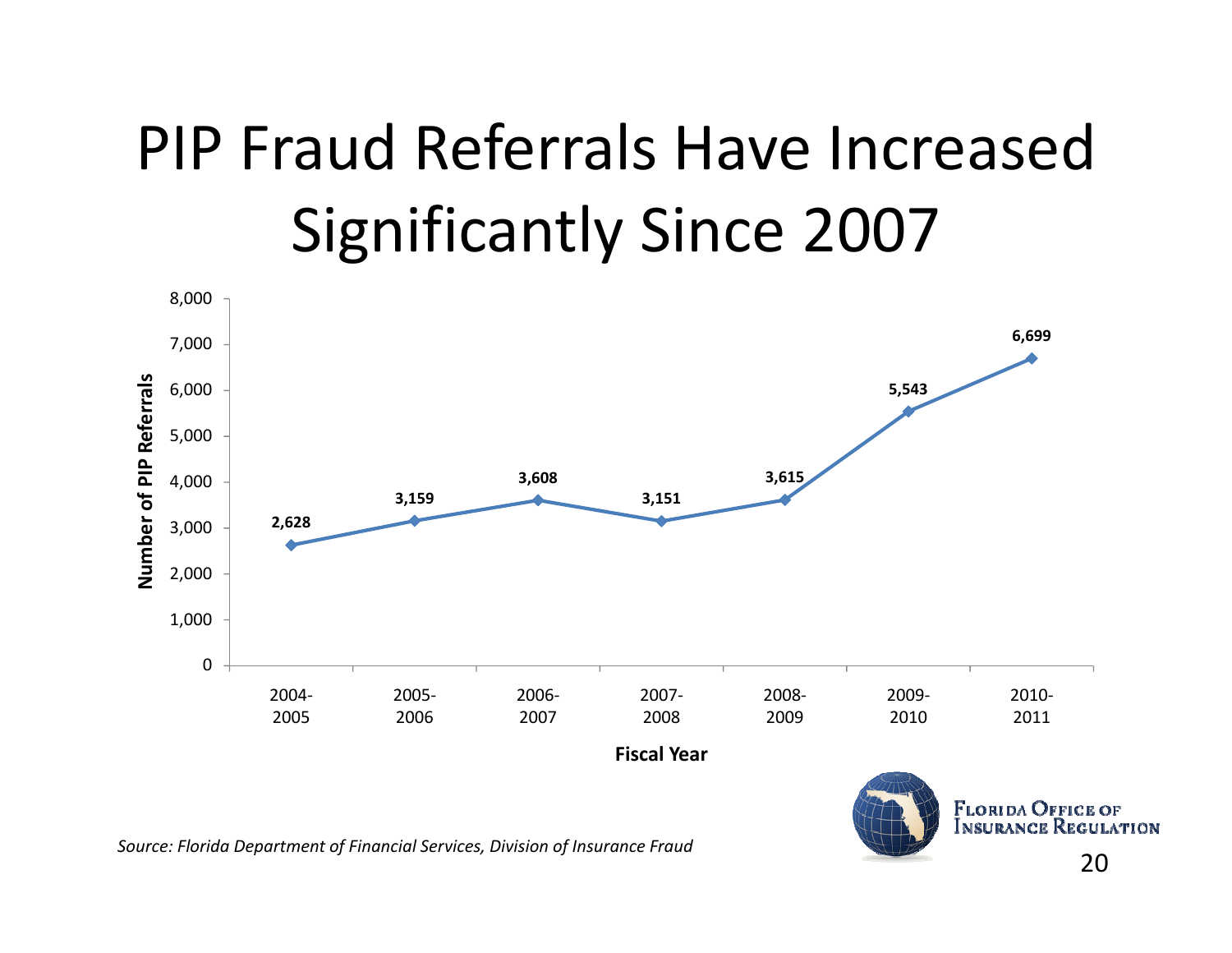# PIP Fraud Referrals Have Increased Significantly Since 2007

| Fiscal Year | Number of PIP Referrals |
| --- | --- |
| 2004-2005 | 2,628 |
| 2005-2006 | 3,159 |
| 2006-2007 | 3,608 |
| 2007-2008 | 3,151 |
| 2008-2009 | 3,615 |
| 2009-2010 | 5,543 |
| 2010-2011 | 6,699 |

*Source: Florida Department of Financial Services, Division of Insurance Fraud*

FLORIDA OFFICE OF INSURANCE REGULATION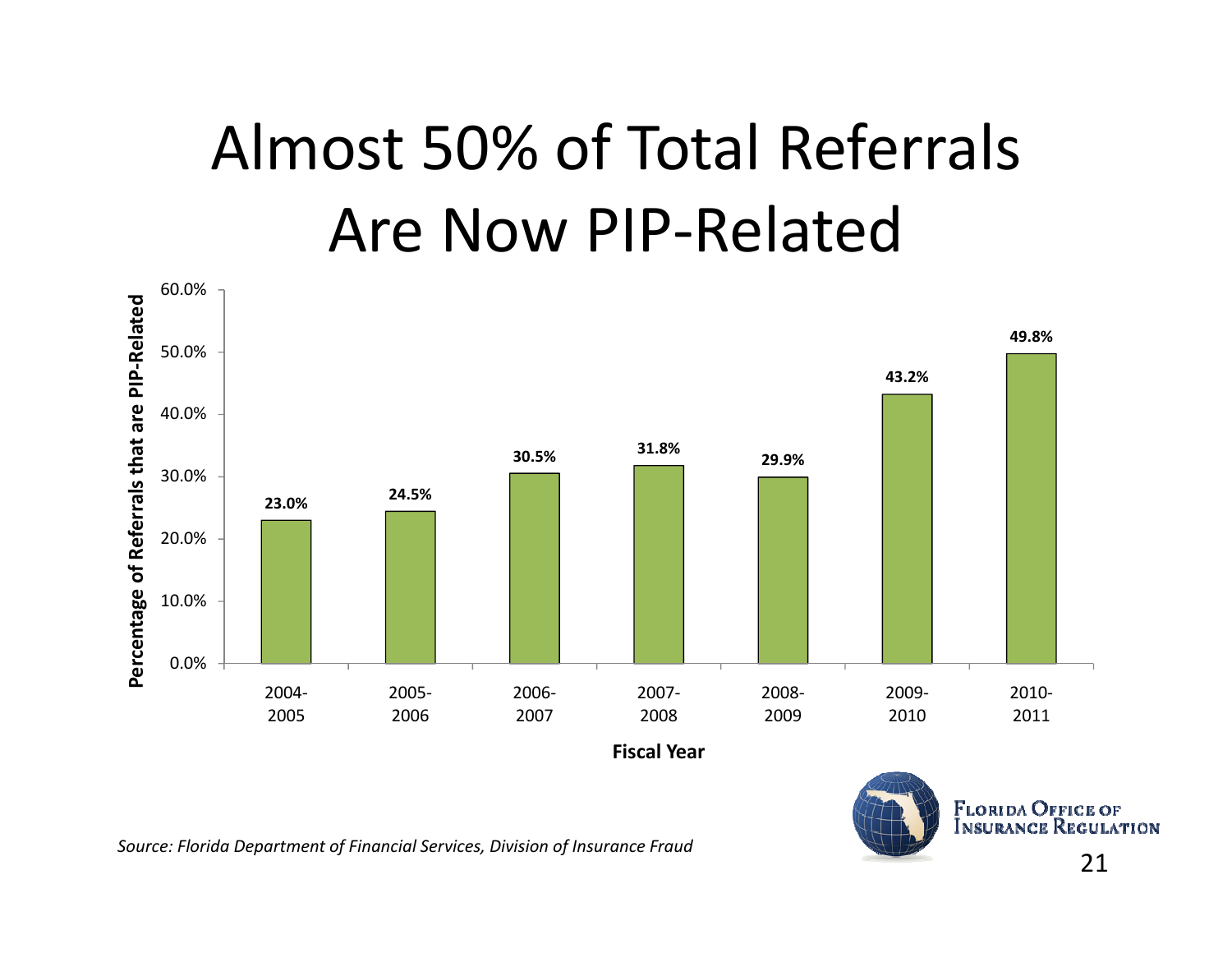# Almost 50% of Total Referrals Are Now PIP-Related

| Fiscal Year | Percentage of Referrals that are PIP-Related |
|---|---|
| 2004-2005 | 23.0% |
| 2005-2006 | 24.5% |
| 2006-2007 | 30.5% |
| 2007-2008 | 31.8% |
| 2008-2009 | 29.9% |
| 2009-2010 | 43.2% |
| 2010-2011 | 49.8% |

*Source: Florida Department of Financial Services, Division of Insurance Fraud*

FLORIDA OFFICE OF INSURANCE REGULATION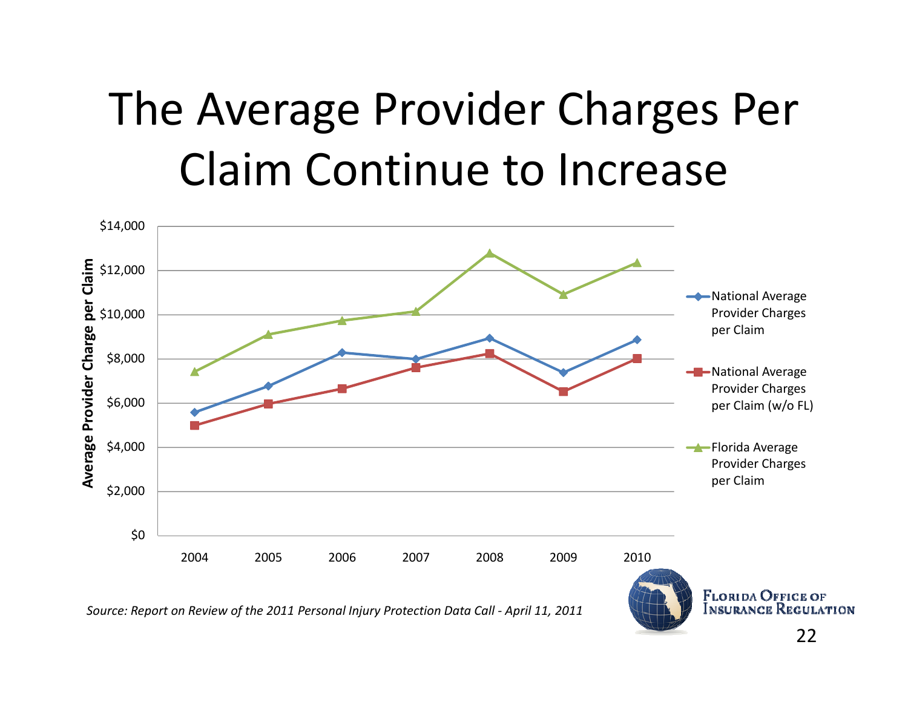# The Average Provider Charges Per Claim Continue to Increase

Average Provider Charge per Claim

$14,000
$12,000
$10,000
$8,000
$6,000
$4,000
$2,000
$0

2004 2005 2006 2007 2008 2009 2010

- National Average Provider Charges per Claim
- National Average Provider Charges per Claim (w/o FL)
- Florida Average Provider Charges per Claim

*Source: Report on Review of the 2011 Personal Injury Protection Data Call - April 11, 2011*

Florida Office of Insurance Regulation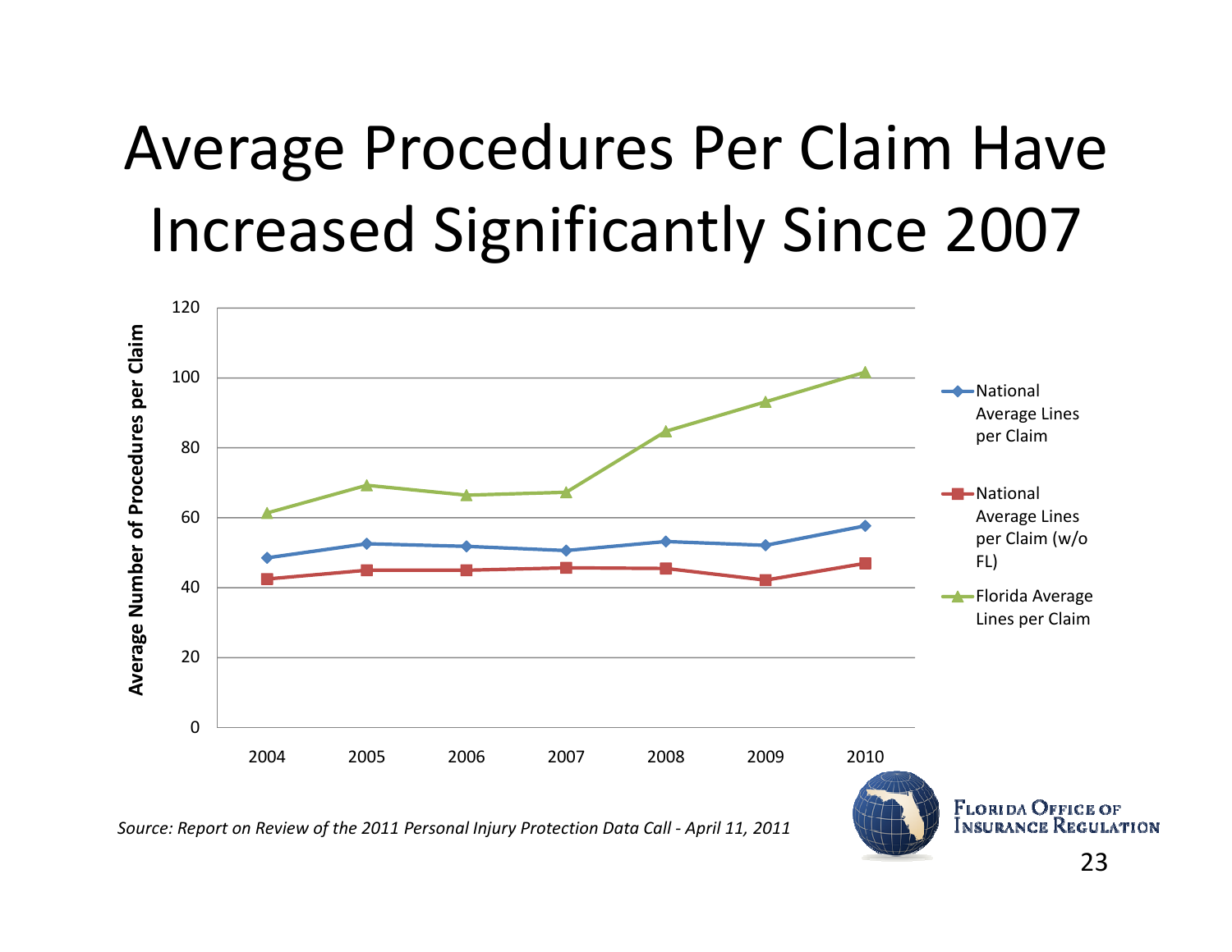# Average Procedures Per Claim Have Increased Significantly Since 2007

*Source: Report on Review of the 2011 Personal Injury Protection Data Call - April 11, 2011*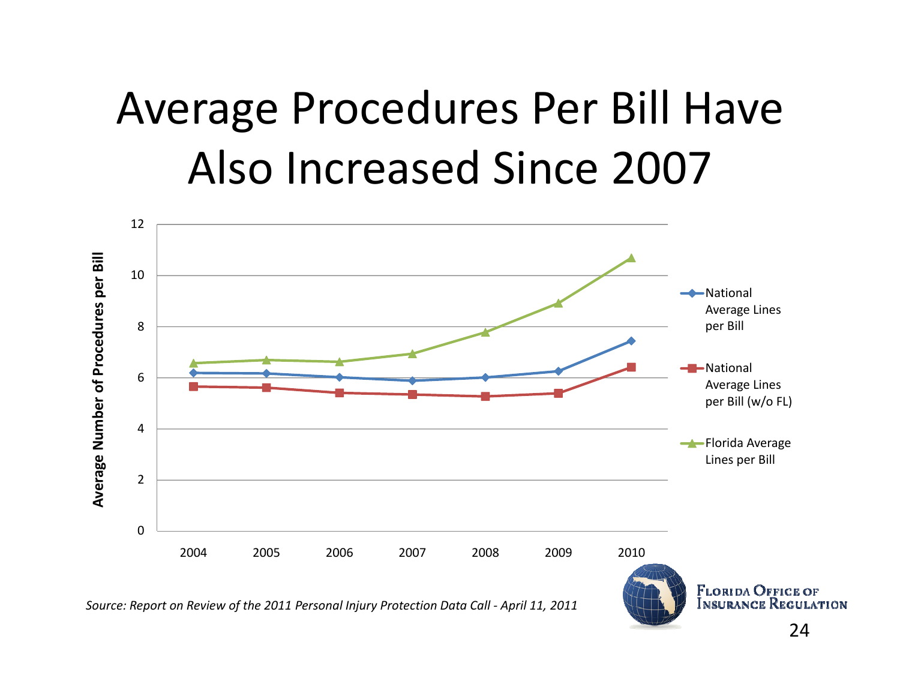# Average Procedures Per Bill Have Also Increased Since 2007

*Source: Report on Review of the 2011 Personal Injury Protection Data Call - April 11, 2011*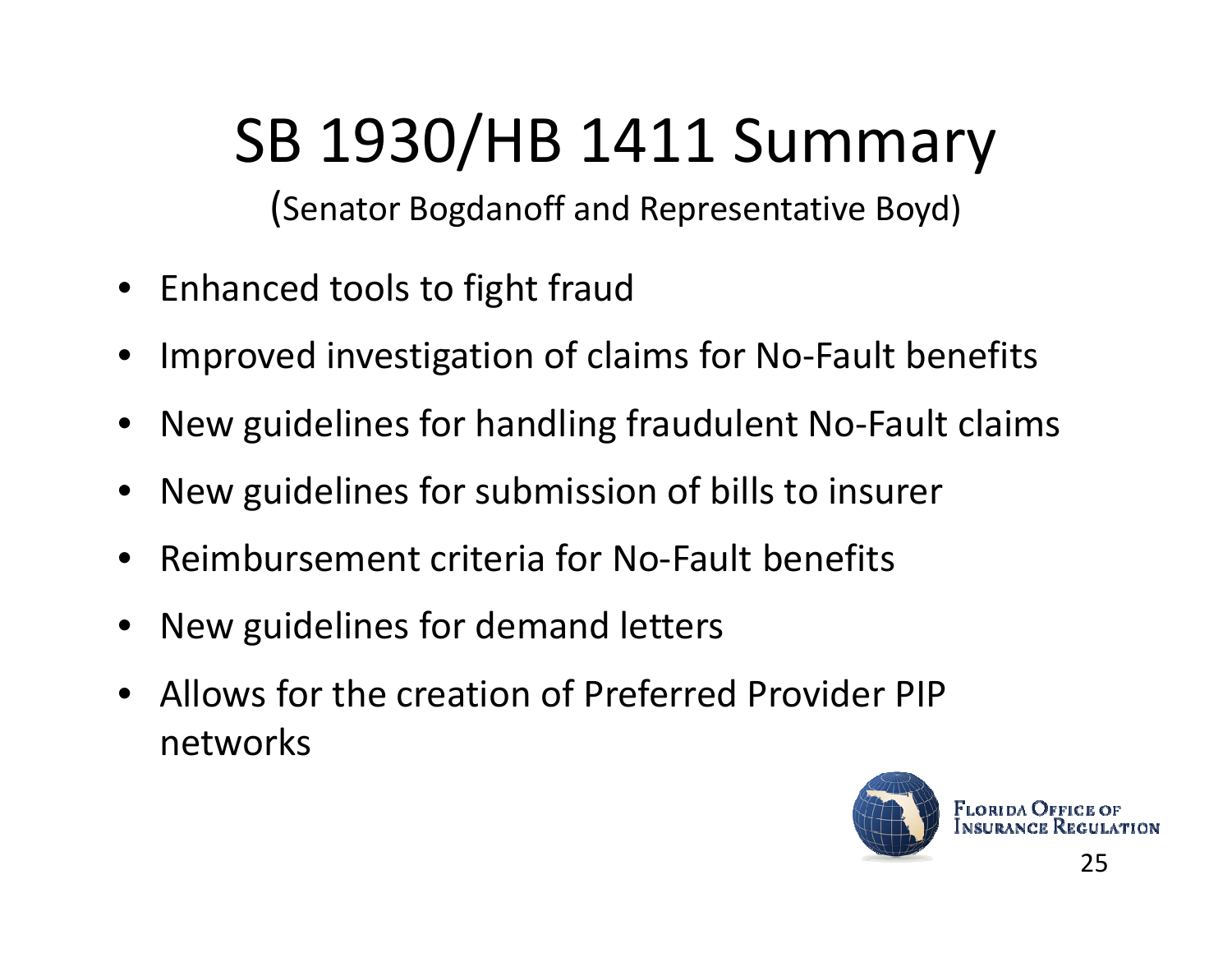# SB 1930/HB 1411 Summary

(Senator Bogdanoff and Representative Boyd)

- Enhanced tools to fight fraud
- Improved investigation of claims for No-Fault benefits
- New guidelines for handling fraudulent No-Fault claims
- New guidelines for submission of bills to insurer
- Reimbursement criteria for No-Fault benefits
- New guidelines for demand letters
- Allows for the creation of Preferred Provider PIP networks

Florida Office of Insurance Regulation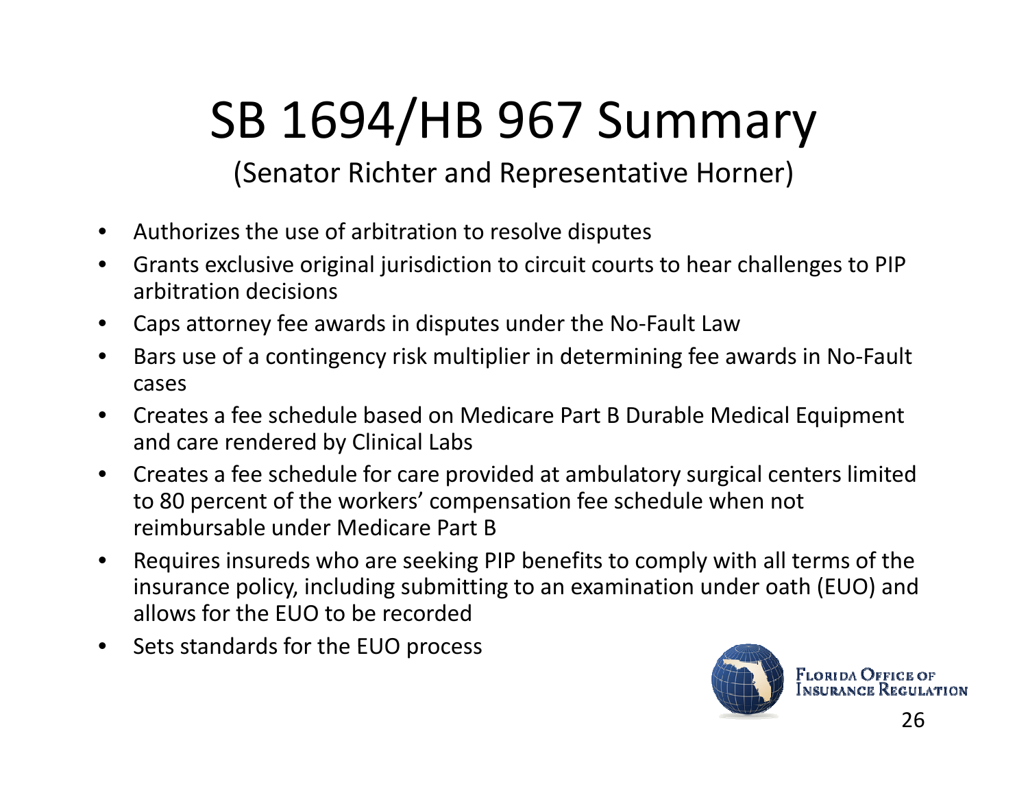# SB 1694/HB 967 Summary

(Senator Richter and Representative Horner)

- Authorizes the use of arbitration to resolve disputes
- Grants exclusive original jurisdiction to circuit courts to hear challenges to PIP arbitration decisions
- Caps attorney fee awards in disputes under the No-Fault Law
- Bars use of a contingency risk multiplier in determining fee awards in No-Fault cases
- Creates a fee schedule based on Medicare Part B Durable Medical Equipment and care rendered by Clinical Labs
- Creates a fee schedule for care provided at ambulatory surgical centers limited to 80 percent of the workers' compensation fee schedule when not reimbursable under Medicare Part B
- Requires insureds who are seeking PIP benefits to comply with all terms of the insurance policy, including submitting to an examination under oath (EUO) and allows for the EUO to be recorded
- Sets standards for the EUO process

Florida Office of Insurance Regulation